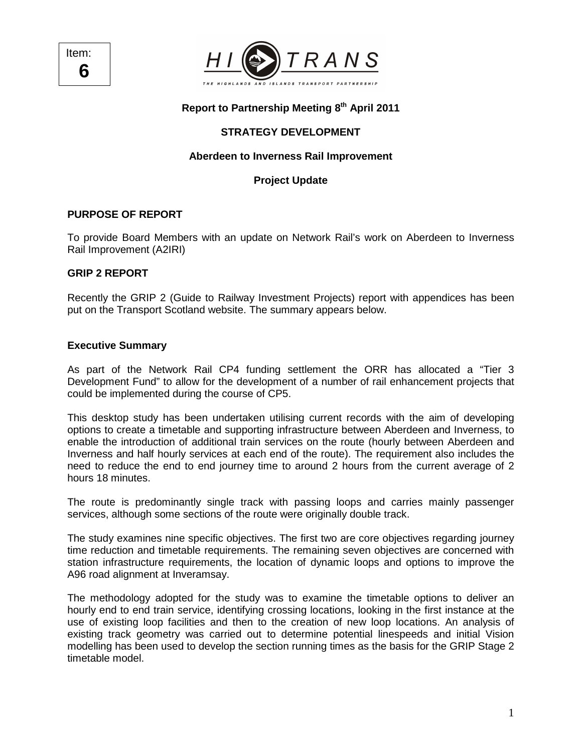Item:
**6**

HI TRANS
THE HIGHLANDS AND ISLANDS TRANSPORT PARTNERSHIP

**Report to Partnership Meeting 8th April 2011**

**STRATEGY DEVELOPMENT**

**Aberdeen to Inverness Rail Improvement**

**Project Update**

## PURPOSE OF REPORT

To provide Board Members with an update on Network Rail's work on Aberdeen to Inverness Rail Improvement (A2IRI)

## GRIP 2 REPORT

Recently the GRIP 2 (Guide to Railway Investment Projects) report with appendices has been put on the Transport Scotland website. The summary appears below.

### Executive Summary

As part of the Network Rail CP4 funding settlement the ORR has allocated a "Tier 3 Development Fund" to allow for the development of a number of rail enhancement projects that could be implemented during the course of CP5.

This desktop study has been undertaken utilising current records with the aim of developing options to create a timetable and supporting infrastructure between Aberdeen and Inverness, to enable the introduction of additional train services on the route (hourly between Aberdeen and Inverness and half hourly services at each end of the route). The requirement also includes the need to reduce the end to end journey time to around 2 hours from the current average of 2 hours 18 minutes.

The route is predominantly single track with passing loops and carries mainly passenger services, although some sections of the route were originally double track.

The study examines nine specific objectives. The first two are core objectives regarding journey time reduction and timetable requirements. The remaining seven objectives are concerned with station infrastructure requirements, the location of dynamic loops and options to improve the A96 road alignment at Inveramsay.

The methodology adopted for the study was to examine the timetable options to deliver an hourly end to end train service, identifying crossing locations, looking in the first instance at the use of existing loop facilities and then to the creation of new loop locations. An analysis of existing track geometry was carried out to determine potential linespeeds and initial Vision modelling has been used to develop the section running times as the basis for the GRIP Stage 2 timetable model.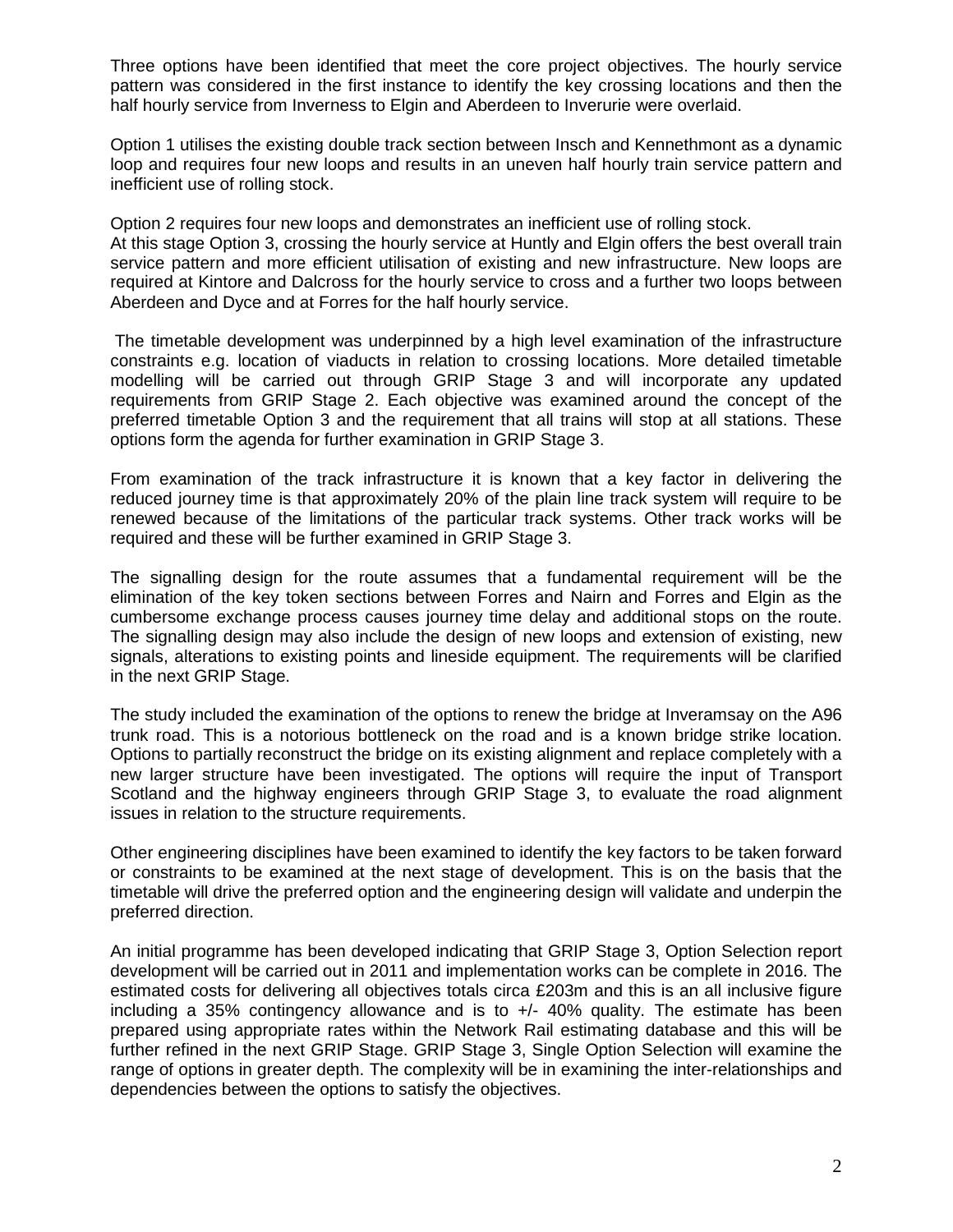Three options have been identified that meet the core project objectives. The hourly service pattern was considered in the first instance to identify the key crossing locations and then the half hourly service from Inverness to Elgin and Aberdeen to Inverurie were overlaid.

Option 1 utilises the existing double track section between Insch and Kennethmont as a dynamic loop and requires four new loops and results in an uneven half hourly train service pattern and inefficient use of rolling stock.

Option 2 requires four new loops and demonstrates an inefficient use of rolling stock.
At this stage Option 3, crossing the hourly service at Huntly and Elgin offers the best overall train service pattern and more efficient utilisation of existing and new infrastructure. New loops are required at Kintore and Dalcross for the hourly service to cross and a further two loops between Aberdeen and Dyce and at Forres for the half hourly service.

The timetable development was underpinned by a high level examination of the infrastructure constraints e.g. location of viaducts in relation to crossing locations. More detailed timetable modelling will be carried out through GRIP Stage 3 and will incorporate any updated requirements from GRIP Stage 2. Each objective was examined around the concept of the preferred timetable Option 3 and the requirement that all trains will stop at all stations. These options form the agenda for further examination in GRIP Stage 3.

From examination of the track infrastructure it is known that a key factor in delivering the reduced journey time is that approximately 20% of the plain line track system will require to be renewed because of the limitations of the particular track systems. Other track works will be required and these will be further examined in GRIP Stage 3.

The signalling design for the route assumes that a fundamental requirement will be the elimination of the key token sections between Forres and Nairn and Forres and Elgin as the cumbersome exchange process causes journey time delay and additional stops on the route. The signalling design may also include the design of new loops and extension of existing, new signals, alterations to existing points and lineside equipment. The requirements will be clarified in the next GRIP Stage.

The study included the examination of the options to renew the bridge at Inveramsay on the A96 trunk road. This is a notorious bottleneck on the road and is a known bridge strike location. Options to partially reconstruct the bridge on its existing alignment and replace completely with a new larger structure have been investigated. The options will require the input of Transport Scotland and the highway engineers through GRIP Stage 3, to evaluate the road alignment issues in relation to the structure requirements.

Other engineering disciplines have been examined to identify the key factors to be taken forward or constraints to be examined at the next stage of development. This is on the basis that the timetable will drive the preferred option and the engineering design will validate and underpin the preferred direction.

An initial programme has been developed indicating that GRIP Stage 3, Option Selection report development will be carried out in 2011 and implementation works can be complete in 2016. The estimated costs for delivering all objectives totals circa £203m and this is an all inclusive figure including a 35% contingency allowance and is to +/- 40% quality. The estimate has been prepared using appropriate rates within the Network Rail estimating database and this will be further refined in the next GRIP Stage. GRIP Stage 3, Single Option Selection will examine the range of options in greater depth. The complexity will be in examining the inter-relationships and dependencies between the options to satisfy the objectives.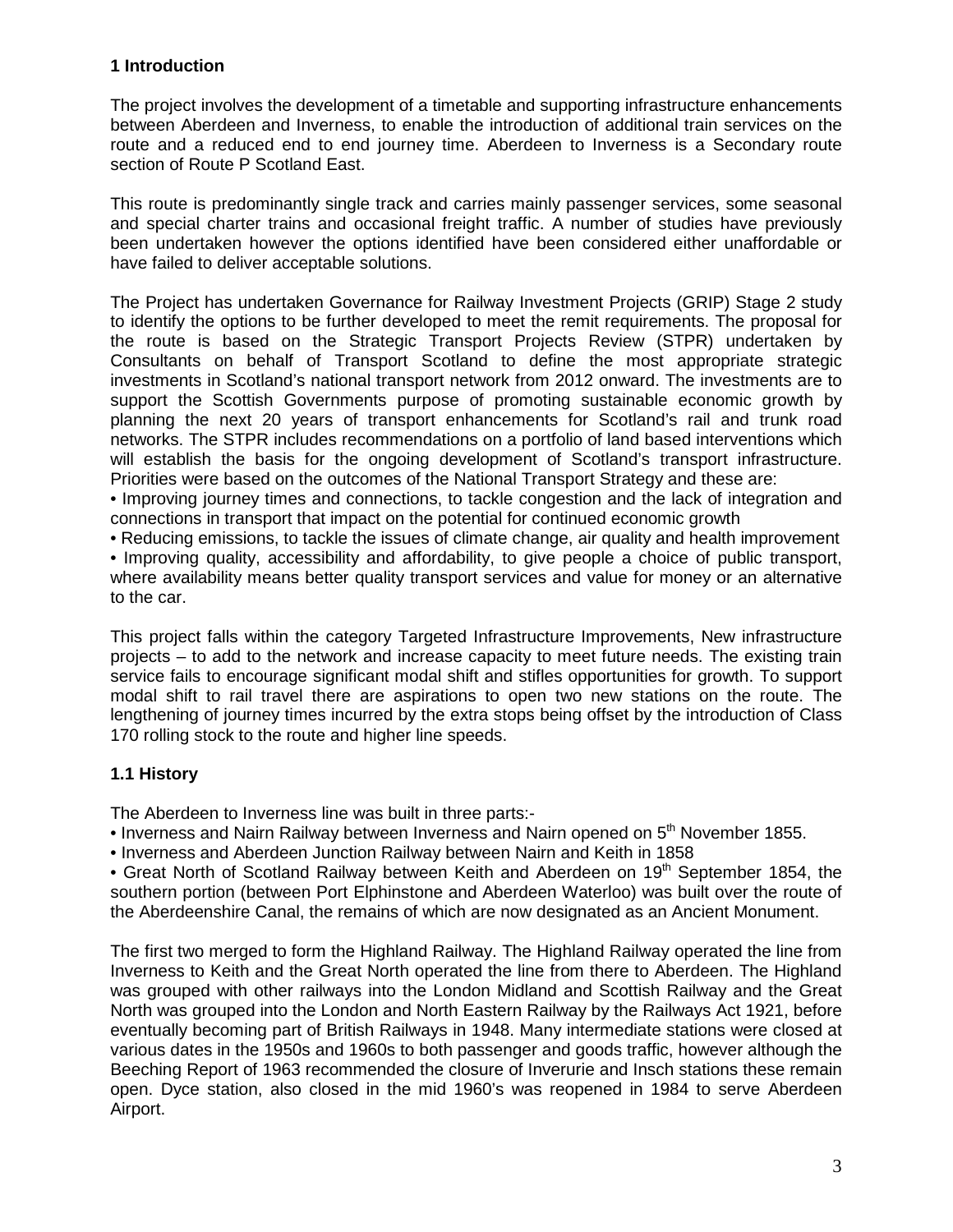## 1 Introduction

The project involves the development of a timetable and supporting infrastructure enhancements between Aberdeen and Inverness, to enable the introduction of additional train services on the route and a reduced end to end journey time. Aberdeen to Inverness is a Secondary route section of Route P Scotland East.

This route is predominantly single track and carries mainly passenger services, some seasonal and special charter trains and occasional freight traffic. A number of studies have previously been undertaken however the options identified have been considered either unaffordable or have failed to deliver acceptable solutions.

The Project has undertaken Governance for Railway Investment Projects (GRIP) Stage 2 study to identify the options to be further developed to meet the remit requirements. The proposal for the route is based on the Strategic Transport Projects Review (STPR) undertaken by Consultants on behalf of Transport Scotland to define the most appropriate strategic investments in Scotland's national transport network from 2012 onward. The investments are to support the Scottish Governments purpose of promoting sustainable economic growth by planning the next 20 years of transport enhancements for Scotland's rail and trunk road networks. The STPR includes recommendations on a portfolio of land based interventions which will establish the basis for the ongoing development of Scotland's transport infrastructure. Priorities were based on the outcomes of the National Transport Strategy and these are:

- Improving journey times and connections, to tackle congestion and the lack of integration and connections in transport that impact on the potential for continued economic growth
- Reducing emissions, to tackle the issues of climate change, air quality and health improvement
- Improving quality, accessibility and affordability, to give people a choice of public transport, where availability means better quality transport services and value for money or an alternative to the car.

This project falls within the category Targeted Infrastructure Improvements, New infrastructure projects – to add to the network and increase capacity to meet future needs. The existing train service fails to encourage significant modal shift and stifles opportunities for growth. To support modal shift to rail travel there are aspirations to open two new stations on the route. The lengthening of journey times incurred by the extra stops being offset by the introduction of Class 170 rolling stock to the route and higher line speeds.

### 1.1 History

The Aberdeen to Inverness line was built in three parts:-

- Inverness and Nairn Railway between Inverness and Nairn opened on 5th November 1855.
- Inverness and Aberdeen Junction Railway between Nairn and Keith in 1858
- Great North of Scotland Railway between Keith and Aberdeen on 19th September 1854, the southern portion (between Port Elphinstone and Aberdeen Waterloo) was built over the route of the Aberdeenshire Canal, the remains of which are now designated as an Ancient Monument.

The first two merged to form the Highland Railway. The Highland Railway operated the line from Inverness to Keith and the Great North operated the line from there to Aberdeen. The Highland was grouped with other railways into the London Midland and Scottish Railway and the Great North was grouped into the London and North Eastern Railway by the Railways Act 1921, before eventually becoming part of British Railways in 1948. Many intermediate stations were closed at various dates in the 1950s and 1960s to both passenger and goods traffic, however although the Beeching Report of 1963 recommended the closure of Inverurie and Insch stations these remain open. Dyce station, also closed in the mid 1960's was reopened in 1984 to serve Aberdeen Airport.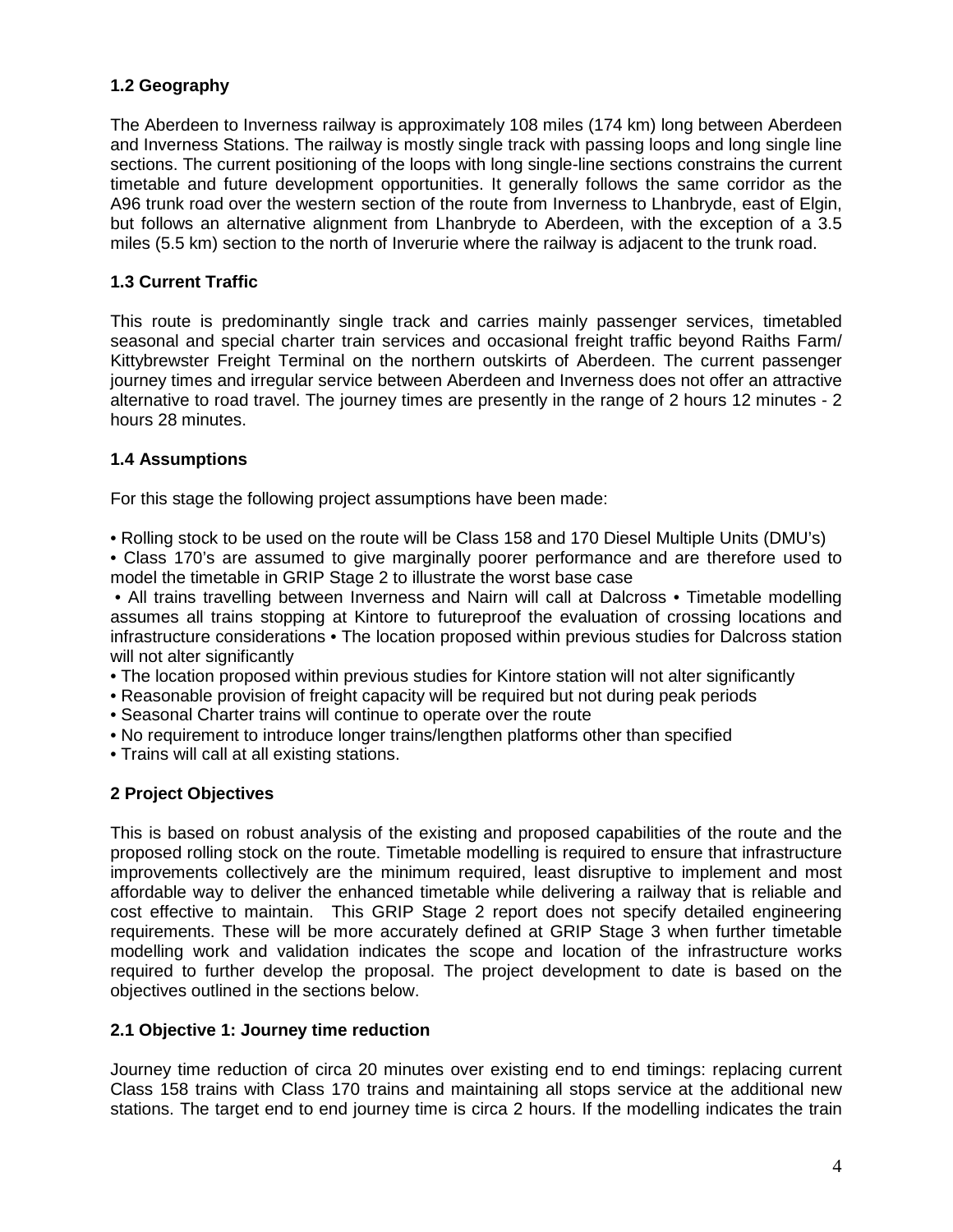### 1.2 Geography

The Aberdeen to Inverness railway is approximately 108 miles (174 km) long between Aberdeen and Inverness Stations. The railway is mostly single track with passing loops and long single line sections. The current positioning of the loops with long single-line sections constrains the current timetable and future development opportunities. It generally follows the same corridor as the A96 trunk road over the western section of the route from Inverness to Lhanbryde, east of Elgin, but follows an alternative alignment from Lhanbryde to Aberdeen, with the exception of a 3.5 miles (5.5 km) section to the north of Inverurie where the railway is adjacent to the trunk road.

### 1.3 Current Traffic

This route is predominantly single track and carries mainly passenger services, timetabled seasonal and special charter train services and occasional freight traffic beyond Raiths Farm/ Kittybrewster Freight Terminal on the northern outskirts of Aberdeen. The current passenger journey times and irregular service between Aberdeen and Inverness does not offer an attractive alternative to road travel. The journey times are presently in the range of 2 hours 12 minutes - 2 hours 28 minutes.

### 1.4 Assumptions

For this stage the following project assumptions have been made:

- Rolling stock to be used on the route will be Class 158 and 170 Diesel Multiple Units (DMU's)
- Class 170's are assumed to give marginally poorer performance and are therefore used to model the timetable in GRIP Stage 2 to illustrate the worst base case
- All trains travelling between Inverness and Nairn will call at Dalcross • Timetable modelling assumes all trains stopping at Kintore to futureproof the evaluation of crossing locations and infrastructure considerations • The location proposed within previous studies for Dalcross station will not alter significantly
- The location proposed within previous studies for Kintore station will not alter significantly
- Reasonable provision of freight capacity will be required but not during peak periods
- Seasonal Charter trains will continue to operate over the route
- No requirement to introduce longer trains/lengthen platforms other than specified
- Trains will call at all existing stations.

## 2 Project Objectives

This is based on robust analysis of the existing and proposed capabilities of the route and the proposed rolling stock on the route. Timetable modelling is required to ensure that infrastructure improvements collectively are the minimum required, least disruptive to implement and most affordable way to deliver the enhanced timetable while delivering a railway that is reliable and cost effective to maintain. This GRIP Stage 2 report does not specify detailed engineering requirements. These will be more accurately defined at GRIP Stage 3 when further timetable modelling work and validation indicates the scope and location of the infrastructure works required to further develop the proposal. The project development to date is based on the objectives outlined in the sections below.

### 2.1 Objective 1: Journey time reduction

Journey time reduction of circa 20 minutes over existing end to end timings: replacing current Class 158 trains with Class 170 trains and maintaining all stops service at the additional new stations. The target end to end journey time is circa 2 hours. If the modelling indicates the train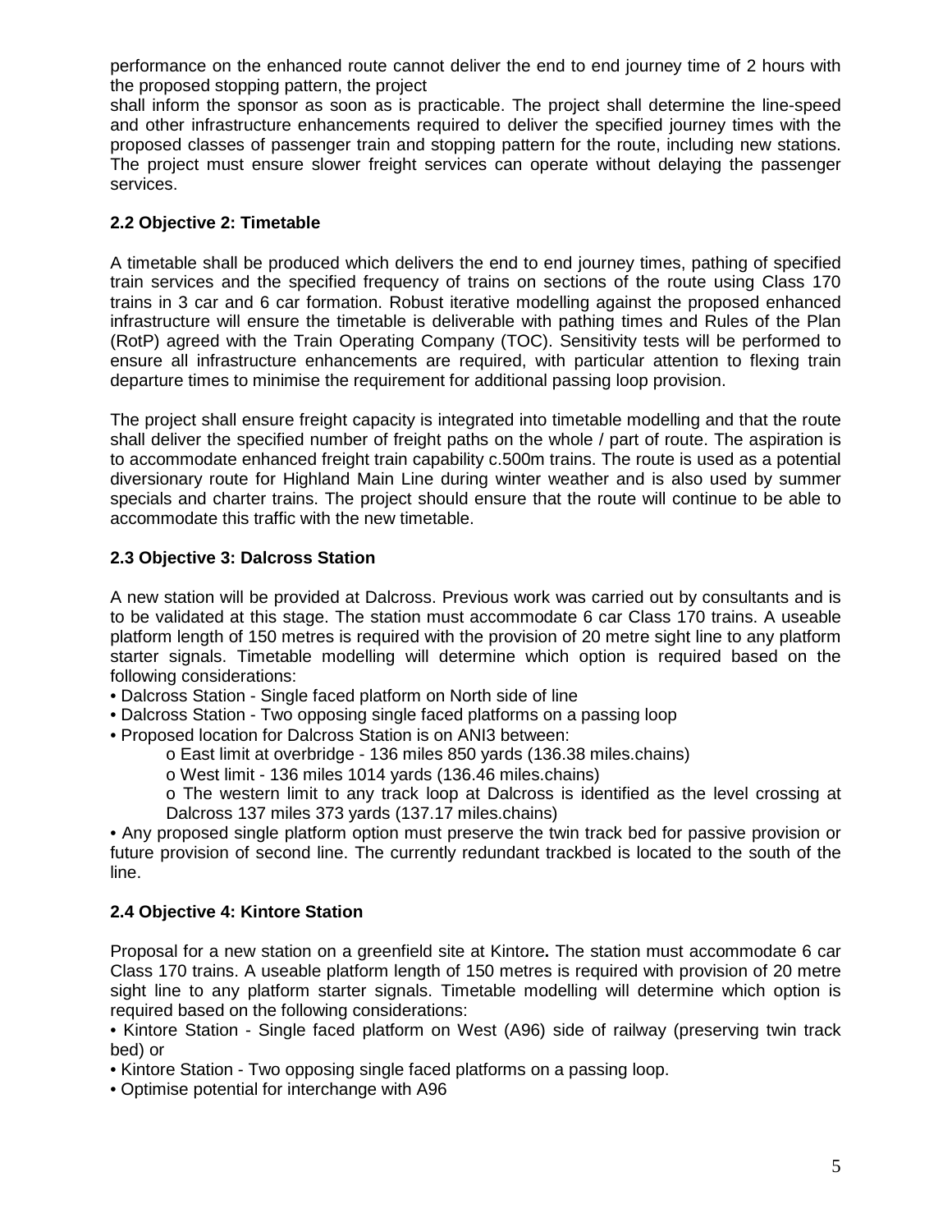performance on the enhanced route cannot deliver the end to end journey time of 2 hours with the proposed stopping pattern, the project

shall inform the sponsor as soon as is practicable. The project shall determine the line-speed and other infrastructure enhancements required to deliver the specified journey times with the proposed classes of passenger train and stopping pattern for the route, including new stations. The project must ensure slower freight services can operate without delaying the passenger services.

### 2.2 Objective 2: Timetable

A timetable shall be produced which delivers the end to end journey times, pathing of specified train services and the specified frequency of trains on sections of the route using Class 170 trains in 3 car and 6 car formation. Robust iterative modelling against the proposed enhanced infrastructure will ensure the timetable is deliverable with pathing times and Rules of the Plan (RotP) agreed with the Train Operating Company (TOC). Sensitivity tests will be performed to ensure all infrastructure enhancements are required, with particular attention to flexing train departure times to minimise the requirement for additional passing loop provision.

The project shall ensure freight capacity is integrated into timetable modelling and that the route shall deliver the specified number of freight paths on the whole / part of route. The aspiration is to accommodate enhanced freight train capability c.500m trains. The route is used as a potential diversionary route for Highland Main Line during winter weather and is also used by summer specials and charter trains. The project should ensure that the route will continue to be able to accommodate this traffic with the new timetable.

### 2.3 Objective 3: Dalcross Station

A new station will be provided at Dalcross. Previous work was carried out by consultants and is to be validated at this stage. The station must accommodate 6 car Class 170 trains. A useable platform length of 150 metres is required with the provision of 20 metre sight line to any platform starter signals. Timetable modelling will determine which option is required based on the following considerations:

- Dalcross Station - Single faced platform on North side of line
- Dalcross Station - Two opposing single faced platforms on a passing loop
- Proposed location for Dalcross Station is on ANI3 between:
  - o East limit at overbridge - 136 miles 850 yards (136.38 miles.chains)
  - o West limit - 136 miles 1014 yards (136.46 miles.chains)
  - o The western limit to any track loop at Dalcross is identified as the level crossing at Dalcross 137 miles 373 yards (137.17 miles.chains)
- Any proposed single platform option must preserve the twin track bed for passive provision or future provision of second line. The currently redundant trackbed is located to the south of the line.

### 2.4 Objective 4: Kintore Station

Proposal for a new station on a greenfield site at Kintore**.** The station must accommodate 6 car Class 170 trains. A useable platform length of 150 metres is required with provision of 20 metre sight line to any platform starter signals. Timetable modelling will determine which option is required based on the following considerations:

- Kintore Station - Single faced platform on West (A96) side of railway (preserving twin track bed) or
- Kintore Station - Two opposing single faced platforms on a passing loop.
- Optimise potential for interchange with A96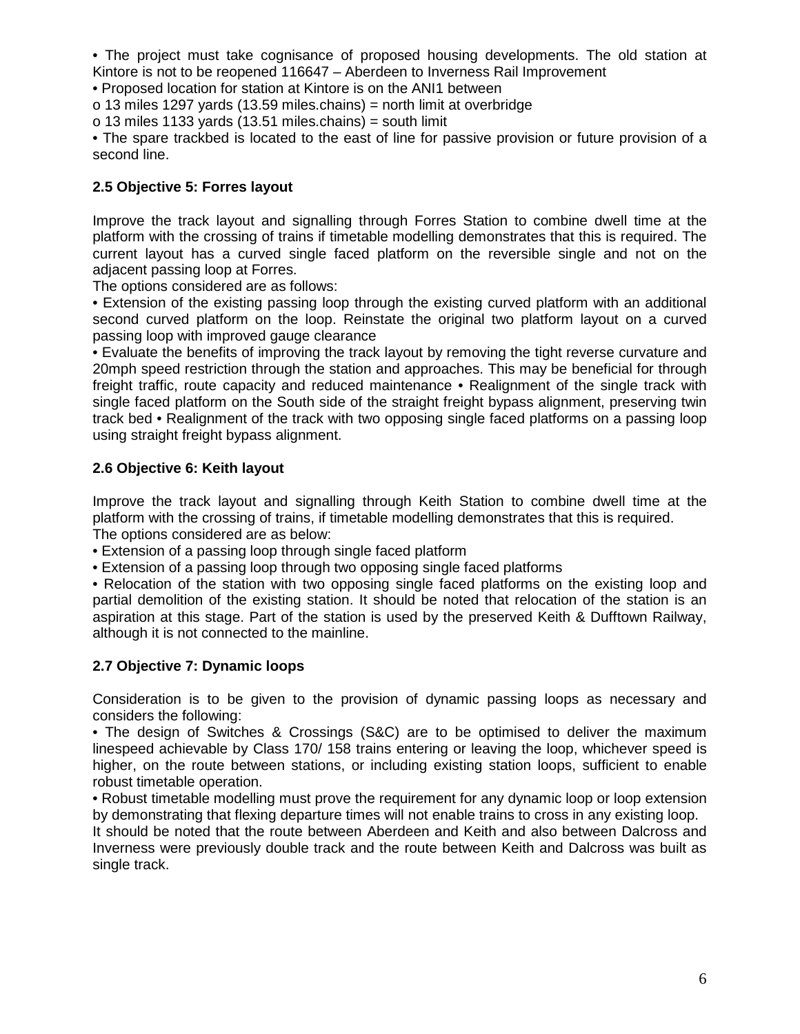• The project must take cognisance of proposed housing developments. The old station at Kintore is not to be reopened 116647 – Aberdeen to Inverness Rail Improvement

• Proposed location for station at Kintore is on the ANI1 between

o 13 miles 1297 yards (13.59 miles.chains) = north limit at overbridge

o 13 miles 1133 yards (13.51 miles.chains) = south limit

• The spare trackbed is located to the east of line for passive provision or future provision of a second line.

### 2.5 Objective 5: Forres layout

Improve the track layout and signalling through Forres Station to combine dwell time at the platform with the crossing of trains if timetable modelling demonstrates that this is required. The current layout has a curved single faced platform on the reversible single and not on the adjacent passing loop at Forres.

The options considered are as follows:

• Extension of the existing passing loop through the existing curved platform with an additional second curved platform on the loop. Reinstate the original two platform layout on a curved passing loop with improved gauge clearance

• Evaluate the benefits of improving the track layout by removing the tight reverse curvature and 20mph speed restriction through the station and approaches. This may be beneficial for through freight traffic, route capacity and reduced maintenance • Realignment of the single track with single faced platform on the South side of the straight freight bypass alignment, preserving twin track bed • Realignment of the track with two opposing single faced platforms on a passing loop using straight freight bypass alignment.

### 2.6 Objective 6: Keith layout

Improve the track layout and signalling through Keith Station to combine dwell time at the platform with the crossing of trains, if timetable modelling demonstrates that this is required.

The options considered are as below:

• Extension of a passing loop through single faced platform

• Extension of a passing loop through two opposing single faced platforms

• Relocation of the station with two opposing single faced platforms on the existing loop and partial demolition of the existing station. It should be noted that relocation of the station is an aspiration at this stage. Part of the station is used by the preserved Keith & Dufftown Railway, although it is not connected to the mainline.

### 2.7 Objective 7: Dynamic loops

Consideration is to be given to the provision of dynamic passing loops as necessary and considers the following:

• The design of Switches & Crossings (S&C) are to be optimised to deliver the maximum linespeed achievable by Class 170/ 158 trains entering or leaving the loop, whichever speed is higher, on the route between stations, or including existing station loops, sufficient to enable robust timetable operation.

• Robust timetable modelling must prove the requirement for any dynamic loop or loop extension by demonstrating that flexing departure times will not enable trains to cross in any existing loop.

It should be noted that the route between Aberdeen and Keith and also between Dalcross and Inverness were previously double track and the route between Keith and Dalcross was built as single track.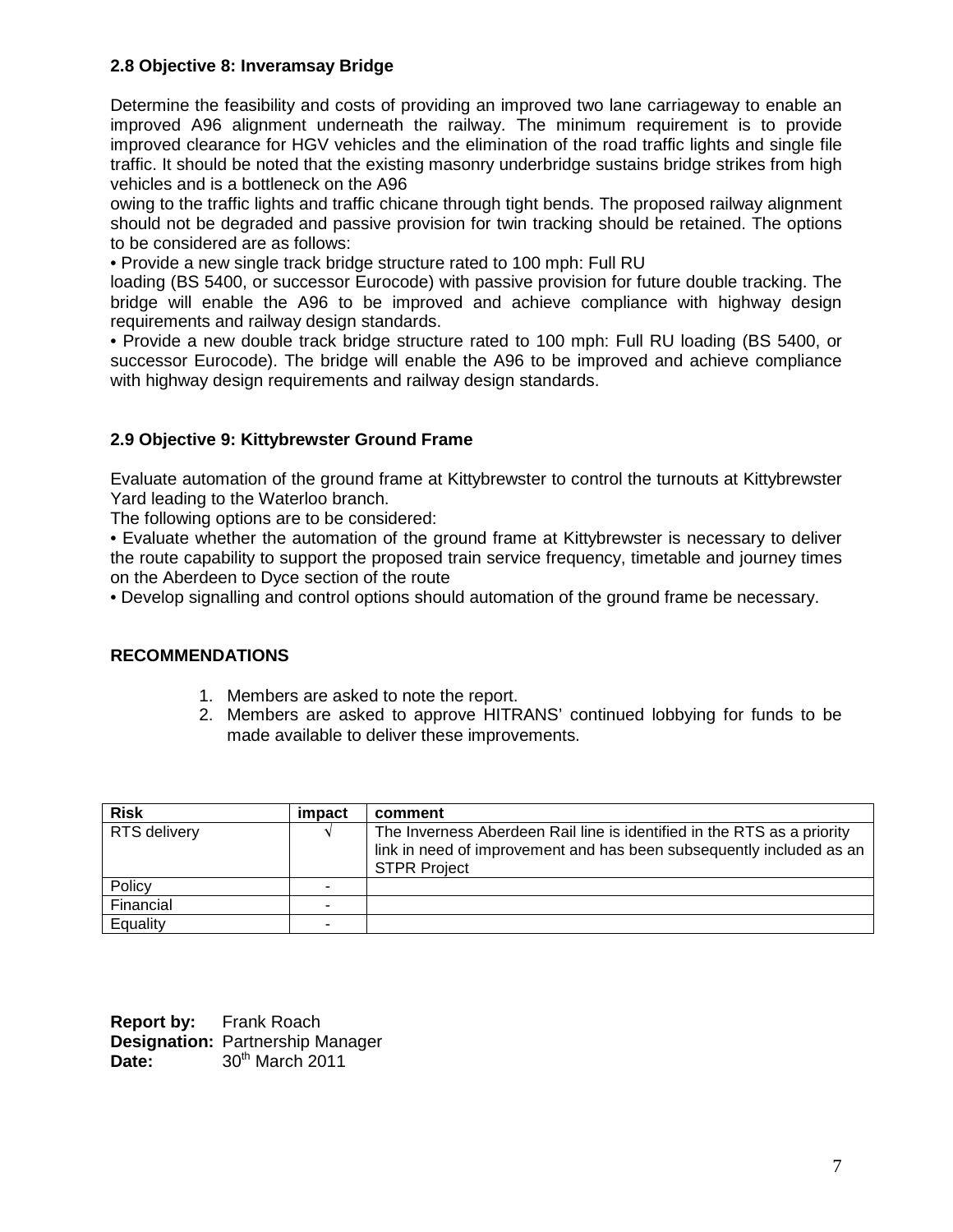### 2.8 Objective 8: Inveramsay Bridge

Determine the feasibility and costs of providing an improved two lane carriageway to enable an improved A96 alignment underneath the railway. The minimum requirement is to provide improved clearance for HGV vehicles and the elimination of the road traffic lights and single file traffic. It should be noted that the existing masonry underbridge sustains bridge strikes from high vehicles and is a bottleneck on the A96
owing to the traffic lights and traffic chicane through tight bends. The proposed railway alignment should not be degraded and passive provision for twin tracking should be retained. The options to be considered are as follows:

- Provide a new single track bridge structure rated to 100 mph: Full RU loading (BS 5400, or successor Eurocode) with passive provision for future double tracking. The bridge will enable the A96 to be improved and achieve compliance with highway design requirements and railway design standards.
- Provide a new double track bridge structure rated to 100 mph: Full RU loading (BS 5400, or successor Eurocode). The bridge will enable the A96 to be improved and achieve compliance with highway design requirements and railway design standards.

### 2.9 Objective 9: Kittybrewster Ground Frame

Evaluate automation of the ground frame at Kittybrewster to control the turnouts at Kittybrewster Yard leading to the Waterloo branch.
The following options are to be considered:

- Evaluate whether the automation of the ground frame at Kittybrewster is necessary to deliver the route capability to support the proposed train service frequency, timetable and journey times on the Aberdeen to Dyce section of the route
- Develop signalling and control options should automation of the ground frame be necessary.

## RECOMMENDATIONS

1. Members are asked to note the report.
2. Members are asked to approve HITRANS' continued lobbying for funds to be made available to deliver these improvements.

| Risk | impact | comment |
|---|---|---|
| RTS delivery | √ | The Inverness Aberdeen Rail line is identified in the RTS as a priority link in need of improvement and has been subsequently included as an STPR Project |
| Policy | - | |
| Financial | - | |
| Equality | - | |

**Report by:** Frank Roach
**Designation:** Partnership Manager
**Date:** 30th March 2011